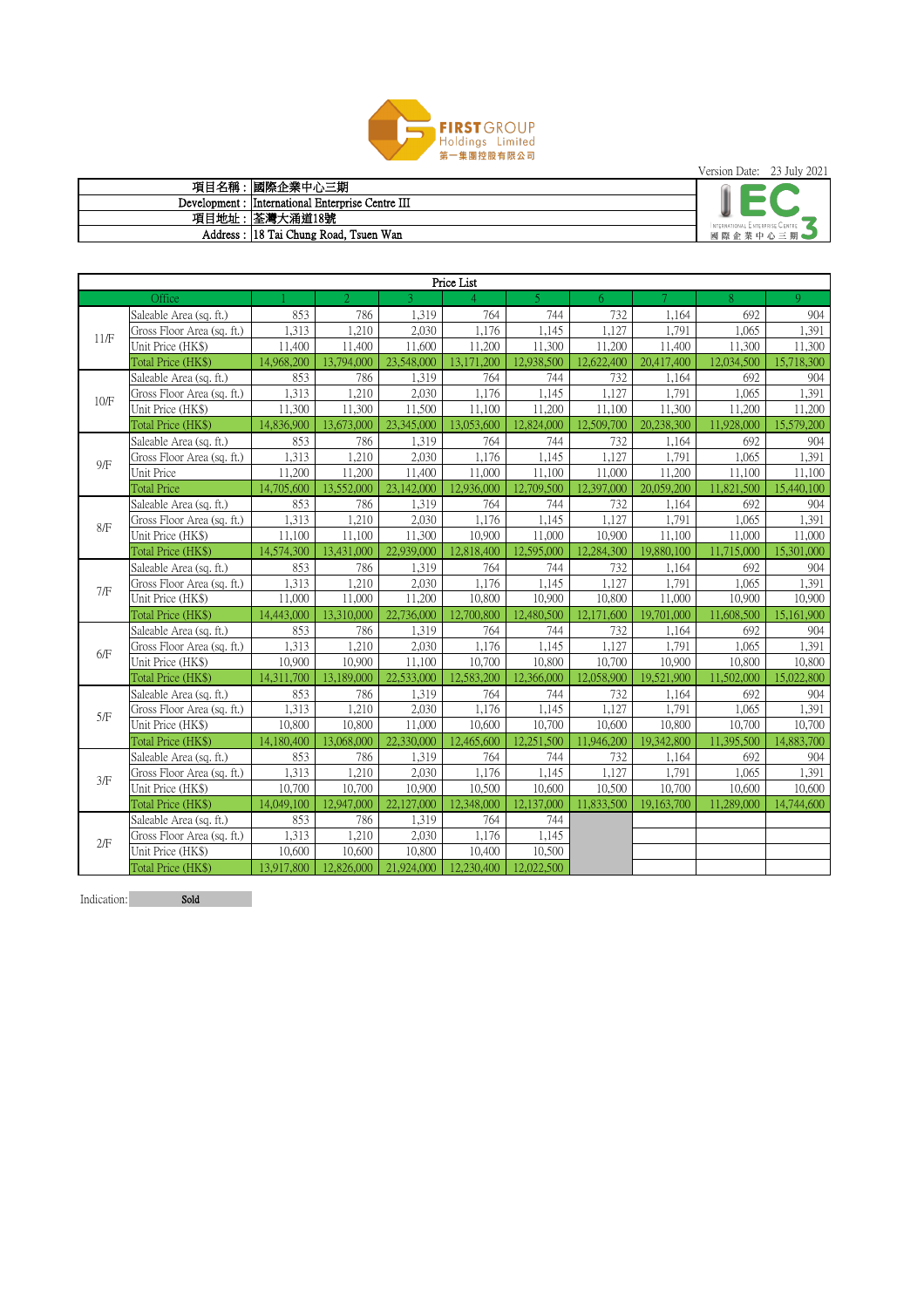FIRST GROUP Holdings Limited
第一集團控股有限公司

Version Date: 23 July 2021

| | |
|---|---|
| 項目名稱： | 國際企業中心三期 |
| Development : | International Enterprise Centre III |
| 項目地址： | 荃灣大涌道18號 |
| Address : | 18 Tai Chung Road, Tsuen Wan |

INTERNATIONAL ENTERPRISE CENTRE 3
國際企業中心三期

**Price List**

| Office | | 1 | 2 | 3 | 4 | 5 | 6 | 7 | 8 | 9 |
|---|---|---|---|---|---|---|---|---|---|---|
| 11/F | Saleable Area (sq. ft.) | 853 | 786 | 1,319 | 764 | 744 | 732 | 1,164 | 692 | 904 |
| | Gross Floor Area (sq. ft.) | 1,313 | 1,210 | 2,030 | 1,176 | 1,145 | 1,127 | 1,791 | 1,065 | 1,391 |
| | Unit Price (HK$) | 11,400 | 11,400 | 11,600 | 11,200 | 11,300 | 11,200 | 11,400 | 11,300 | 11,300 |
| | Total Price (HK$) | 14,968,200 | 13,794,000 | 23,548,000 | 13,171,200 | 12,938,500 | 12,622,400 | 20,417,400 | 12,034,500 | 15,718,300 |
| 10/F | Saleable Area (sq. ft.) | 853 | 786 | 1,319 | 764 | 744 | 732 | 1,164 | 692 | 904 |
| | Gross Floor Area (sq. ft.) | 1,313 | 1,210 | 2,030 | 1,176 | 1,145 | 1,127 | 1,791 | 1,065 | 1,391 |
| | Unit Price (HK$) | 11,300 | 11,300 | 11,500 | 11,100 | 11,200 | 11,100 | 11,300 | 11,200 | 11,200 |
| | Total Price (HK$) | 14,836,900 | 13,673,000 | 23,345,000 | 13,053,600 | 12,824,000 | 12,509,700 | 20,238,300 | 11,928,000 | 15,579,200 |
| 9/F | Saleable Area (sq. ft.) | 853 | 786 | 1,319 | 764 | 744 | 732 | 1,164 | 692 | 904 |
| | Gross Floor Area (sq. ft.) | 1,313 | 1,210 | 2,030 | 1,176 | 1,145 | 1,127 | 1,791 | 1,065 | 1,391 |
| | Unit Price | 11,200 | 11,200 | 11,400 | 11,000 | 11,100 | 11,000 | 11,200 | 11,100 | 11,100 |
| | Total Price | 14,705,600 | 13,552,000 | 23,142,000 | 12,936,000 | 12,709,500 | 12,397,000 | 20,059,200 | 11,821,500 | 15,440,100 |
| 8/F | Saleable Area (sq. ft.) | 853 | 786 | 1,319 | 764 | 744 | 732 | 1,164 | 692 | 904 |
| | Gross Floor Area (sq. ft.) | 1,313 | 1,210 | 2,030 | 1,176 | 1,145 | 1,127 | 1,791 | 1,065 | 1,391 |
| | Unit Price (HK$) | 11,100 | 11,100 | 11,300 | 10,900 | 11,000 | 10,900 | 11,100 | 11,000 | 11,000 |
| | Total Price (HK$) | 14,574,300 | 13,431,000 | 22,939,000 | 12,818,400 | 12,595,000 | 12,284,300 | 19,880,100 | 11,715,000 | 15,301,000 |
| 7/F | Saleable Area (sq. ft.) | 853 | 786 | 1,319 | 764 | 744 | 732 | 1,164 | 692 | 904 |
| | Gross Floor Area (sq. ft.) | 1,313 | 1,210 | 2,030 | 1,176 | 1,145 | 1,127 | 1,791 | 1,065 | 1,391 |
| | Unit Price (HK$) | 11,000 | 11,000 | 11,200 | 10,800 | 10,900 | 10,800 | 11,000 | 10,900 | 10,900 |
| | Total Price (HK$) | 14,443,000 | 13,310,000 | 22,736,000 | 12,700,800 | 12,480,500 | 12,171,600 | 19,701,000 | 11,608,500 | 15,161,900 |
| 6/F | Saleable Area (sq. ft.) | 853 | 786 | 1,319 | 764 | 744 | 732 | 1,164 | 692 | 904 |
| | Gross Floor Area (sq. ft.) | 1,313 | 1,210 | 2,030 | 1,176 | 1,145 | 1,127 | 1,791 | 1,065 | 1,391 |
| | Unit Price (HK$) | 10,900 | 10,900 | 11,100 | 10,700 | 10,800 | 10,700 | 10,900 | 10,800 | 10,800 |
| | Total Price (HK$) | 14,311,700 | 13,189,000 | 22,533,000 | 12,583,200 | 12,366,000 | 12,058,900 | 19,521,900 | 11,502,000 | 15,022,800 |
| 5/F | Saleable Area (sq. ft.) | 853 | 786 | 1,319 | 764 | 744 | 732 | 1,164 | 692 | 904 |
| | Gross Floor Area (sq. ft.) | 1,313 | 1,210 | 2,030 | 1,176 | 1,145 | 1,127 | 1,791 | 1,065 | 1,391 |
| | Unit Price (HK$) | 10,800 | 10,800 | 11,000 | 10,600 | 10,700 | 10,600 | 10,800 | 10,700 | 10,700 |
| | Total Price (HK$) | 14,180,400 | 13,068,000 | 22,330,000 | 12,465,600 | 12,251,500 | 11,946,200 | 19,342,800 | 11,395,500 | 14,883,700 |
| 3/F | Saleable Area (sq. ft.) | 853 | 786 | 1,319 | 764 | 744 | 732 | 1,164 | 692 | 904 |
| | Gross Floor Area (sq. ft.) | 1,313 | 1,210 | 2,030 | 1,176 | 1,145 | 1,127 | 1,791 | 1,065 | 1,391 |
| | Unit Price (HK$) | 10,700 | 10,700 | 10,900 | 10,500 | 10,600 | 10,500 | 10,700 | 10,600 | 10,600 |
| | Total Price (HK$) | 14,049,100 | 12,947,000 | 22,127,000 | 12,348,000 | 12,137,000 | 11,833,500 | 19,163,700 | 11,289,000 | 14,744,600 |
| 2/F | Saleable Area (sq. ft.) | 853 | 786 | 1,319 | 764 | 744 | | | | |
| | Gross Floor Area (sq. ft.) | 1,313 | 1,210 | 2,030 | 1,176 | 1,145 | | | | |
| | Unit Price (HK$) | 10,600 | 10,600 | 10,800 | 10,400 | 10,500 | | | | |
| | Total Price (HK$) | 13,917,800 | 12,826,000 | 21,924,000 | 12,230,400 | 12,022,500 | | | | |

Indication: Sold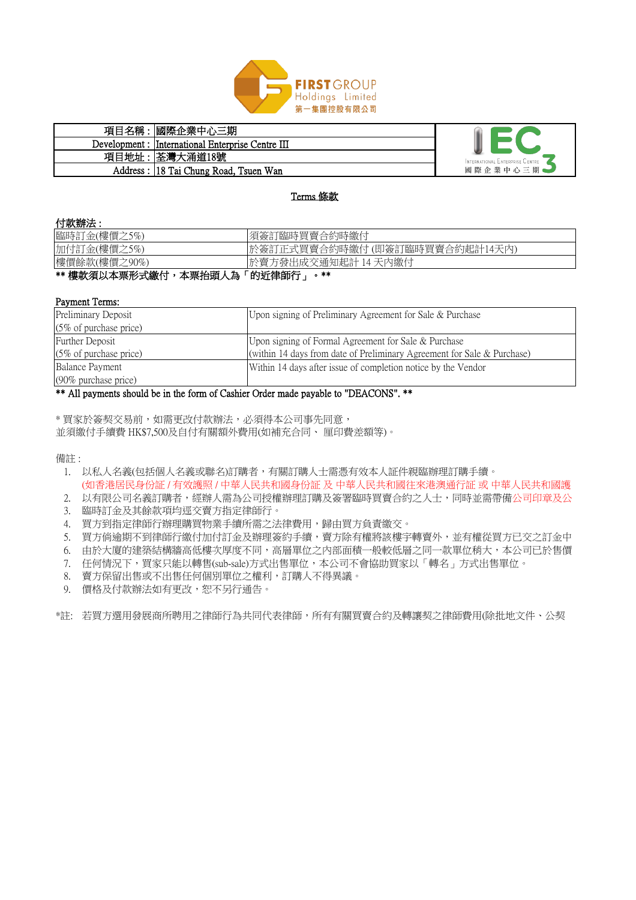FIRST GROUP Holdings Limited
第一集團控股有限公司

| 項目名稱： | 國際企業中心三期 |
|---|---|
| Development : | International Enterprise Centre III |
| 項目地址： | 荃灣大涌道18號 |
| Address : | 18 Tai Chung Road, Tsuen Wan |

IEC3 International Enterprise Centre 國際企業中心三期

## Terms 條款

**付款辦法：**

| | |
|---|---|
| 臨時訂金(樓價之5%) | 須簽訂臨時買賣合約時繳付 |
| 加付訂金(樓價之5%) | 於簽訂正式買賣合約時繳付 (即簽訂臨時買賣合約起計14天內) |
| 樓價餘款(樓價之90%) | 於賣方發出成交通知起計 14 天內繳付 |

**** 樓款須以本票形式繳付，本票抬頭人為「的近律師行」。****

Payment Terms:

| | |
|---|---|
| Preliminary Deposit (5% of purchase price) | Upon signing of Preliminary Agreement for Sale & Purchase |
| Further Deposit (5% of purchase price) | Upon signing of Formal Agreement for Sale & Purchase (within 14 days from date of Preliminary Agreement for Sale & Purchase) |
| Balance Payment (90% purchase price) | Within 14 days after issue of completion notice by the Vendor |

**** All payments should be in the form of Cashier Order made payable to "DEACONS". ****

* 買家於簽契交易前，如需更改付款辦法，必須得本公司事先同意，
並須繳付手續費 HK$7,500及自付有關額外費用(如補充合同 、 厘印費差額等)。

備註 :

1. 以私人名義(包括個人名義或聯名)訂購者，有關訂購人士需憑有效本人証件親臨辦理訂購手續。
   (如香港居民身份証 / 有效護照 / 中華人民共和國身份証 及 中華人民共和國往來港澳通行証 或 中華人民共和國護
2. 以有限公司名義訂購者，經辦人需為公司授權辦理訂購及簽署臨時買賣合約之人士，同時並需帶備公司印章及公
3. 臨時訂金及其餘款項均逕交賣方指定律師行。
4. 買方到指定律師行辦理購買物業手續所需之法律費用，歸由買方負責繳交。
5. 買方倘逾期不到律師行繳付加付訂金及辦理簽約手續，賣方除有權將該樓宇轉賣外，並有權從買方已交之訂金中
6. 由於大廈的建築結構牆高低樓次厚度不同，高層單位之內部面積一般較低層之同一款單位稍大，本公司已於售價
7. 任何情況下，買家只能以轉售(sub-sale)方式出售單位，本公司不會協助買家以「轉名」方式出售單位。
8. 賣方保留出售或不出售任何個別單位之權利，訂購人不得異議。
9. 價格及付款辦法如有更改，恕不另行通告。

*註: 若買方選用發展商所聘用之律師行為共同代表律師，所有有關買賣合約及轉讓契之律師費用(除批地文件、公契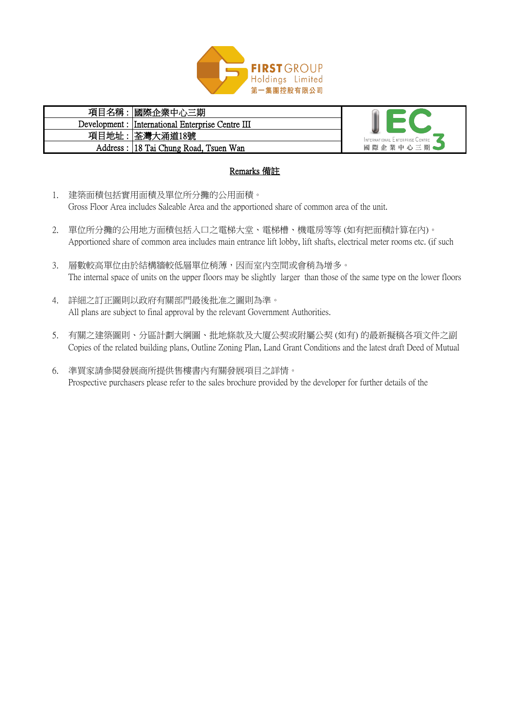| | |
|---|---|
| 項目名稱 : | 國際企業中心三期 |
| Development : | International Enterprise Centre III |
| 項目地址 : | 荃灣大涌道18號 |
| Address : | 18 Tai Chung Road, Tsuen Wan |

## Remarks 備註

1. 建築面積包括實用面積及單位所分攤的公用面積。
   Gross Floor Area includes Saleable Area and the apportioned share of common area of the unit.

2. 單位所分攤的公用地方面積包括入口之電梯大堂、電梯槽、機電房等等 (如有把面積計算在內)。
   Apportioned share of common area includes main entrance lift lobby, lift shafts, electrical meter rooms etc. (if such

3. 層數較高單位由於結構牆較低層單位稍薄，因而室內空間或會稍為增多。
   The internal space of units on the upper floors may be slightly larger than those of the same type on the lower floors

4. 詳細之訂正圖則以政府有關部門最後批准之圖則為準。
   All plans are subject to final approval by the relevant Government Authorities.

5. 有關之建築圖則、分區計劃大綱圖、批地條款及大廈公契或附屬公契 (如有) 的最新擬稿各項文件之副
   Copies of the related building plans, Outline Zoning Plan, Land Grant Conditions and the latest draft Deed of Mutual

6. 準買家請參閱發展商所提供售樓書內有關發展項目之詳情。
   Prospective purchasers please refer to the sales brochure provided by the developer for further details of the